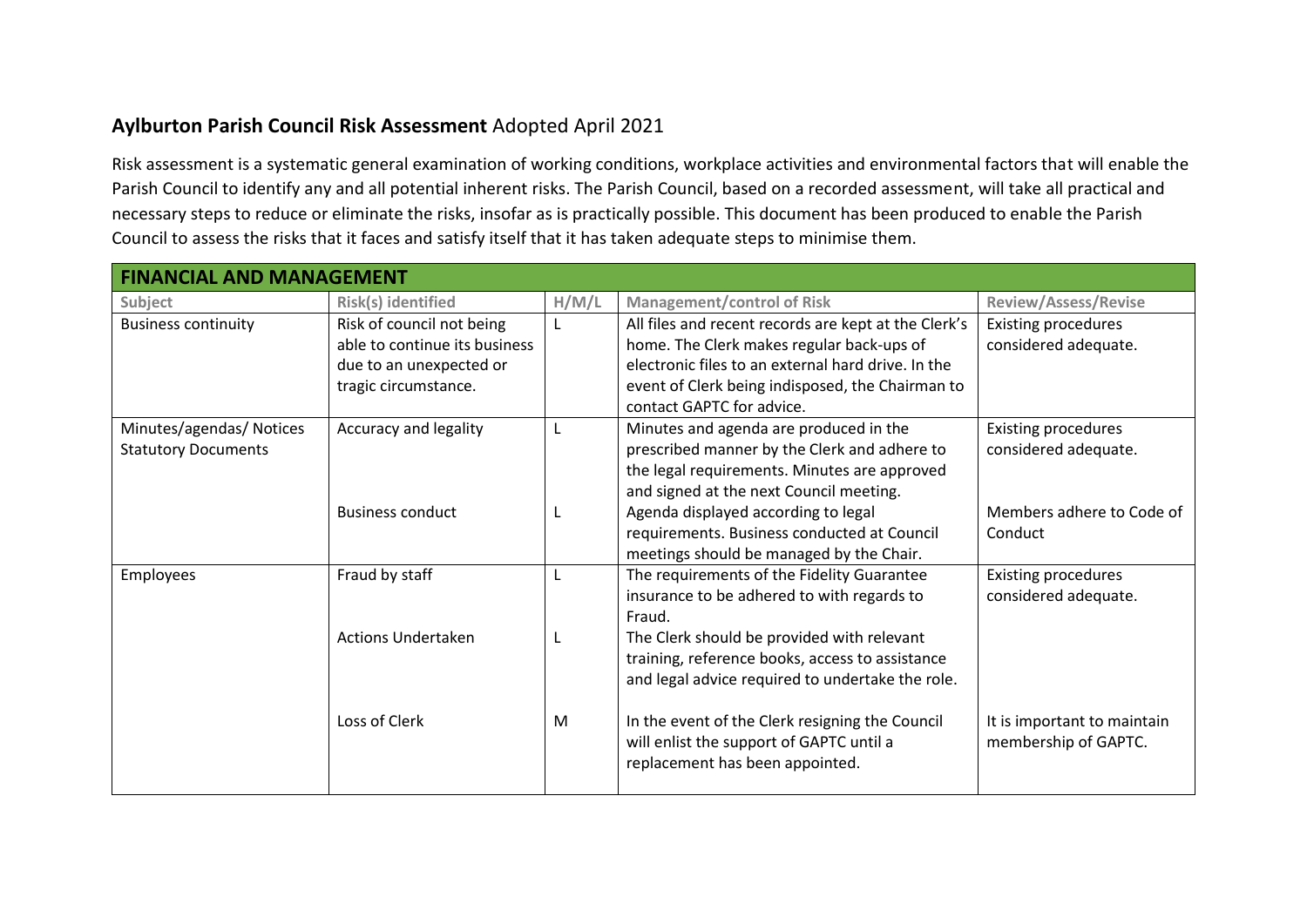**Aylburton Parish Council Risk Assessment** Adopted April 2021

Risk assessment is a systematic general examination of working conditions, workplace activities and environmental factors that will enable the Parish Council to identify any and all potential inherent risks. The Parish Council, based on a recorded assessment, will take all practical and necessary steps to reduce or eliminate the risks, insofar as is practically possible. This document has been produced to enable the Parish Council to assess the risks that it faces and satisfy itself that it has taken adequate steps to minimise them.

| **FINANCIAL AND MANAGEMENT** | | | | |
|---|---|---|---|---|
| **Subject** | **Risk(s) identified** | **H/M/L** | **Management/control of Risk** | **Review/Assess/Revise** |
| Business continuity | Risk of council not being able to continue its business due to an unexpected or tragic circumstance. | L | All files and recent records are kept at the Clerk's home. The Clerk makes regular back-ups of electronic files to an external hard drive. In the event of Clerk being indisposed, the Chairman to contact GAPTC for advice. | Existing procedures considered adequate. |
| Minutes/agendas/ Notices Statutory Documents | Accuracy and legality | L | Minutes and agenda are produced in the prescribed manner by the Clerk and adhere to the legal requirements. Minutes are approved and signed at the next Council meeting. | Existing procedures considered adequate. |
| | Business conduct | L | Agenda displayed according to legal requirements. Business conducted at Council meetings should be managed by the Chair. | Members adhere to Code of Conduct |
| Employees | Fraud by staff | L | The requirements of the Fidelity Guarantee insurance to be adhered to with regards to Fraud. | Existing procedures considered adequate. |
| | Actions Undertaken | L | The Clerk should be provided with relevant training, reference books, access to assistance and legal advice required to undertake the role. | |
| | Loss of Clerk | M | In the event of the Clerk resigning the Council will enlist the support of GAPTC until a replacement has been appointed. | It is important to maintain membership of GAPTC. |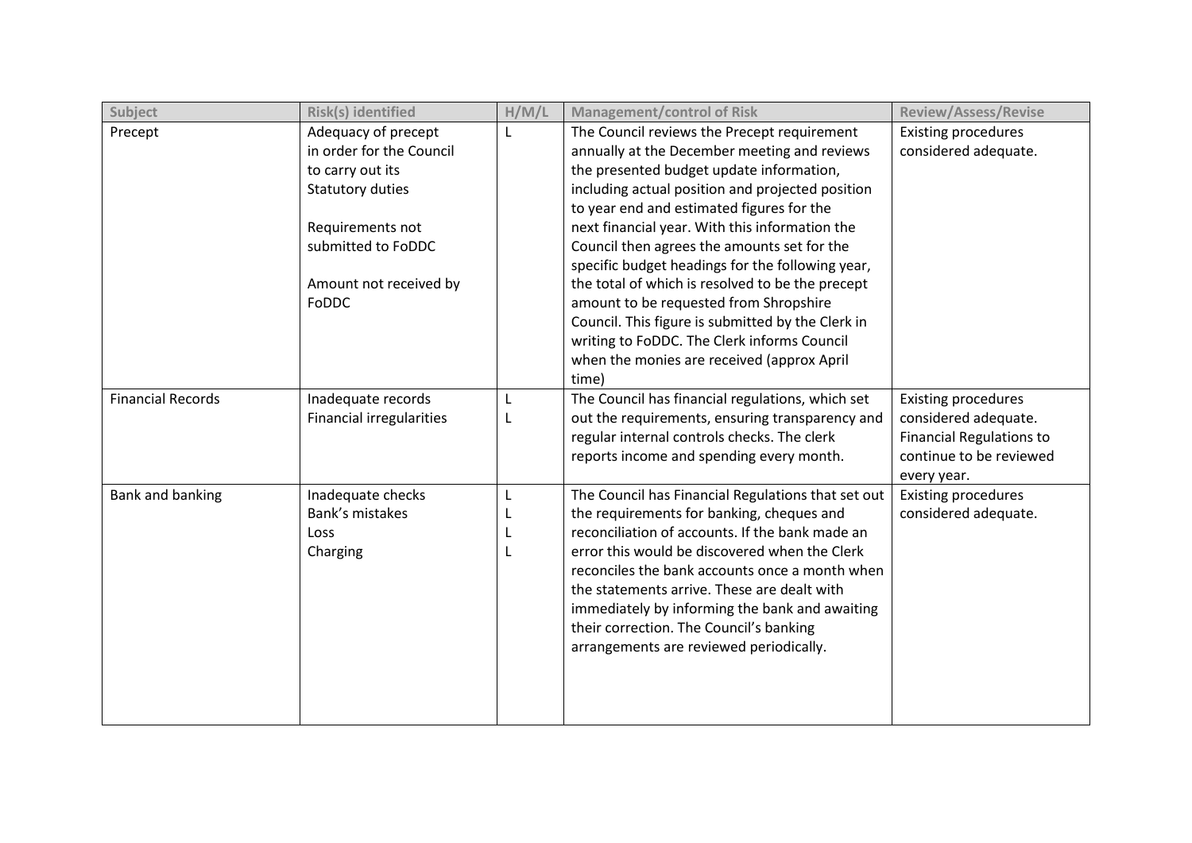| Subject | Risk(s) identified | H/M/L | Management/control of Risk | Review/Assess/Revise |
|---|---|---|---|---|
| Precept | Adequacy of precept in order for the Council to carry out its Statutory duties<br><br>Requirements not submitted to FoDDC<br><br>Amount not received by FoDDC | L | The Council reviews the Precept requirement annually at the December meeting and reviews the presented budget update information, including actual position and projected position to year end and estimated figures for the next financial year. With this information the Council then agrees the amounts set for the specific budget headings for the following year, the total of which is resolved to be the precept amount to be requested from Shropshire Council. This figure is submitted by the Clerk in writing to FoDDC. The Clerk informs Council when the monies are received (approx April time) | Existing procedures considered adequate. |
| Financial Records | Inadequate records<br>Financial irregularities | L<br>L | The Council has financial regulations, which set out the requirements, ensuring transparency and regular internal controls checks. The clerk reports income and spending every month. | Existing procedures considered adequate. Financial Regulations to continue to be reviewed every year. |
| Bank and banking | Inadequate checks<br>Bank's mistakes<br>Loss<br>Charging | L<br>L<br>L<br>L | The Council has Financial Regulations that set out the requirements for banking, cheques and reconciliation of accounts. If the bank made an error this would be discovered when the Clerk reconciles the bank accounts once a month when the statements arrive. These are dealt with immediately by informing the bank and awaiting their correction. The Council's banking arrangements are reviewed periodically. | Existing procedures considered adequate. |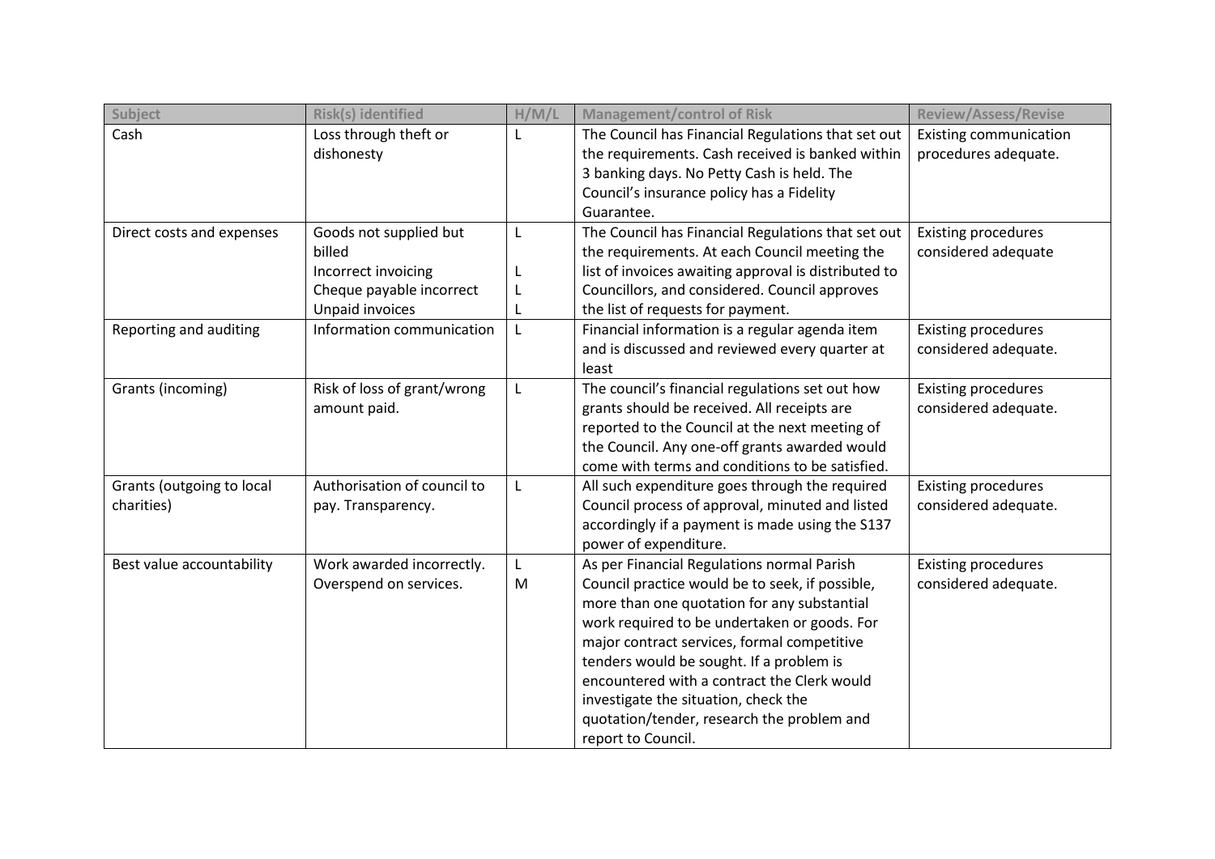| Subject | Risk(s) identified | H/M/L | Management/control of Risk | Review/Assess/Revise |
|---|---|---|---|---|
| Cash | Loss through theft or dishonesty | L | The Council has Financial Regulations that set out the requirements. Cash received is banked within 3 banking days. No Petty Cash is held. The Council's insurance policy has a Fidelity Guarantee. | Existing communication procedures adequate. |
| Direct costs and expenses | Goods not supplied but billed<br>Incorrect invoicing<br>Cheque payable incorrect<br>Unpaid invoices | L<br><br>L<br>L<br>L | The Council has Financial Regulations that set out the requirements. At each Council meeting the list of invoices awaiting approval is distributed to Councillors, and considered. Council approves the list of requests for payment. | Existing procedures considered adequate |
| Reporting and auditing | Information communication | L | Financial information is a regular agenda item and is discussed and reviewed every quarter at least | Existing procedures considered adequate. |
| Grants (incoming) | Risk of loss of grant/wrong amount paid. | L | The council's financial regulations set out how grants should be received. All receipts are reported to the Council at the next meeting of the Council. Any one-off grants awarded would come with terms and conditions to be satisfied. | Existing procedures considered adequate. |
| Grants (outgoing to local charities) | Authorisation of council to pay. Transparency. | L | All such expenditure goes through the required Council process of approval, minuted and listed accordingly if a payment is made using the S137 power of expenditure. | Existing procedures considered adequate. |
| Best value accountability | Work awarded incorrectly.<br>Overspend on services. | L<br>M | As per Financial Regulations normal Parish Council practice would be to seek, if possible, more than one quotation for any substantial work required to be undertaken or goods. For major contract services, formal competitive tenders would be sought. If a problem is encountered with a contract the Clerk would investigate the situation, check the quotation/tender, research the problem and report to Council. | Existing procedures considered adequate. |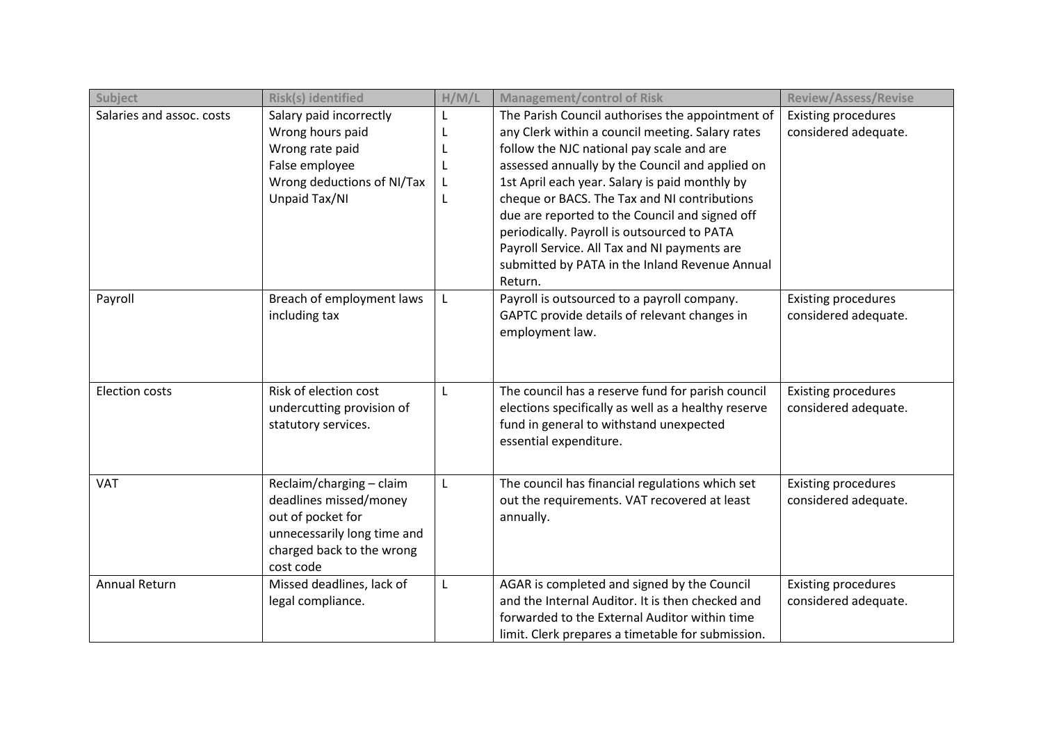| Subject | Risk(s) identified | H/M/L | Management/control of Risk | Review/Assess/Revise |
|---|---|---|---|---|
| Salaries and assoc. costs | Salary paid incorrectly<br>Wrong hours paid<br>Wrong rate paid<br>False employee<br>Wrong deductions of NI/Tax<br>Unpaid Tax/NI | L<br>L<br>L<br>L<br>L<br>L | The Parish Council authorises the appointment of any Clerk within a council meeting. Salary rates follow the NJC national pay scale and are assessed annually by the Council and applied on 1st April each year. Salary is paid monthly by cheque or BACS. The Tax and NI contributions due are reported to the Council and signed off periodically. Payroll is outsourced to PATA Payroll Service. All Tax and NI payments are submitted by PATA in the Inland Revenue Annual Return. | Existing procedures considered adequate. |
| Payroll | Breach of employment laws including tax | L | Payroll is outsourced to a payroll company. GAPTC provide details of relevant changes in employment law. | Existing procedures considered adequate. |
| Election costs | Risk of election cost undercutting provision of statutory services. | L | The council has a reserve fund for parish council elections specifically as well as a healthy reserve fund in general to withstand unexpected essential expenditure. | Existing procedures considered adequate. |
| VAT | Reclaim/charging – claim deadlines missed/money out of pocket for unnecessarily long time and charged back to the wrong cost code | L | The council has financial regulations which set out the requirements. VAT recovered at least annually. | Existing procedures considered adequate. |
| Annual Return | Missed deadlines, lack of legal compliance. | L | AGAR is completed and signed by the Council and the Internal Auditor. It is then checked and forwarded to the External Auditor within time limit. Clerk prepares a timetable for submission. | Existing procedures considered adequate. |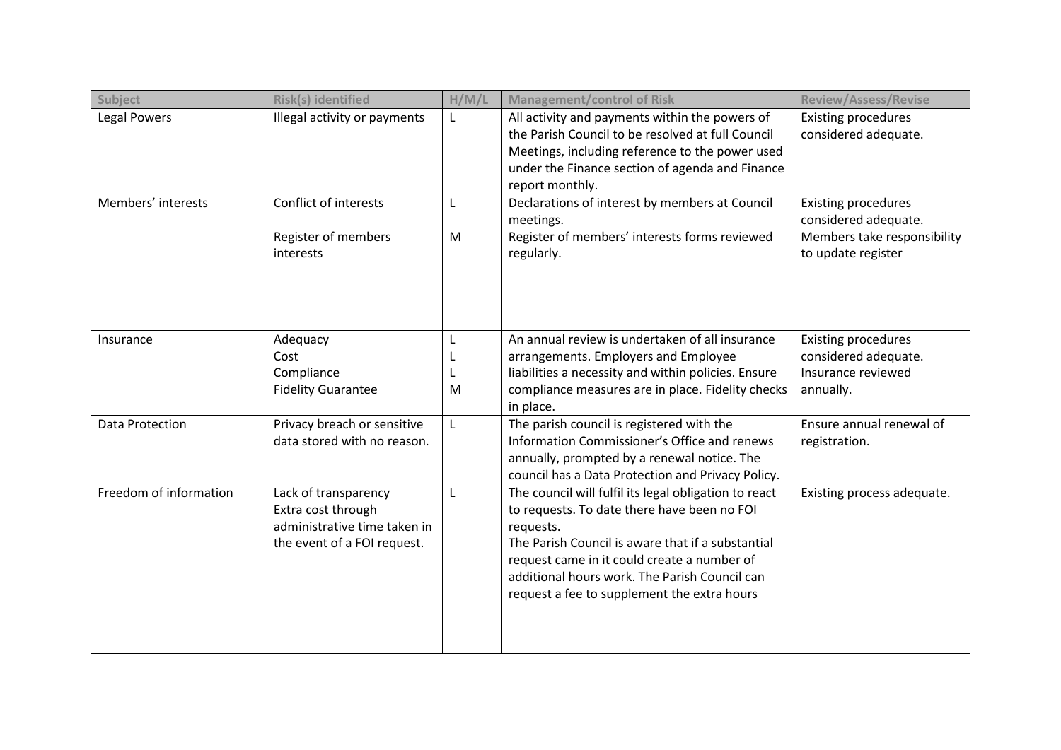| Subject | Risk(s) identified | H/M/L | Management/control of Risk | Review/Assess/Revise |
|---|---|---|---|---|
| Legal Powers | Illegal activity or payments | L | All activity and payments within the powers of the Parish Council to be resolved at full Council Meetings, including reference to the power used under the Finance section of agenda and Finance report monthly. | Existing procedures considered adequate. |
| Members' interests | Conflict of interests<br><br>Register of members interests | L<br><br>M | Declarations of interest by members at Council meetings.<br>Register of members' interests forms reviewed regularly. | Existing procedures considered adequate.<br>Members take responsibility to update register |
| Insurance | Adequacy<br>Cost<br>Compliance<br>Fidelity Guarantee | L<br>L<br>L<br>M | An annual review is undertaken of all insurance arrangements. Employers and Employee liabilities a necessity and within policies. Ensure compliance measures are in place. Fidelity checks in place. | Existing procedures considered adequate.<br>Insurance reviewed annually. |
| Data Protection | Privacy breach or sensitive data stored with no reason. | L | The parish council is registered with the Information Commissioner's Office and renews annually, prompted by a renewal notice. The council has a Data Protection and Privacy Policy. | Ensure annual renewal of registration. |
| Freedom of information | Lack of transparency<br>Extra cost through administrative time taken in the event of a FOI request. | L | The council will fulfil its legal obligation to react to requests. To date there have been no FOI requests.<br>The Parish Council is aware that if a substantial request came in it could create a number of additional hours work. The Parish Council can request a fee to supplement the extra hours | Existing process adequate. |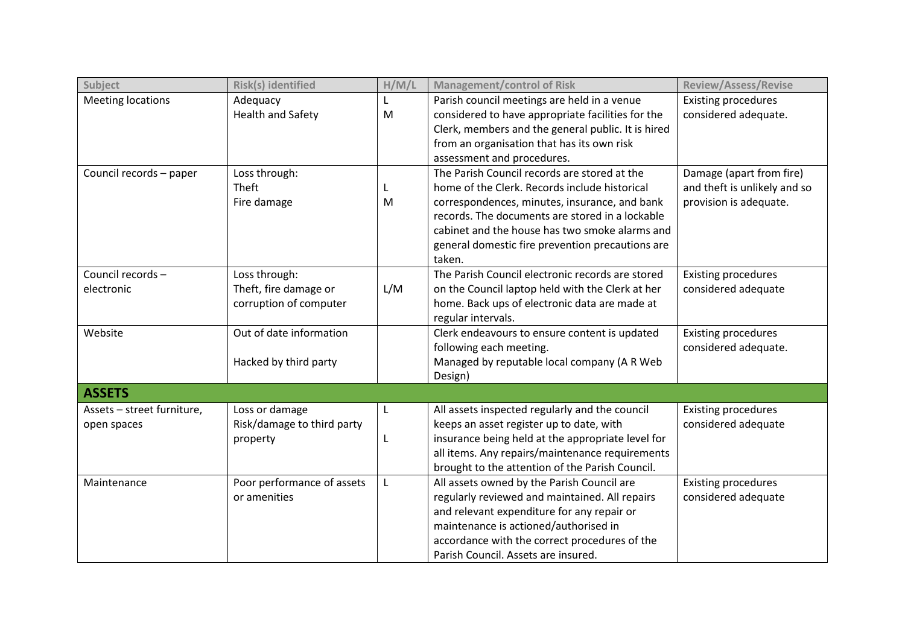| Subject | Risk(s) identified | H/M/L | Management/control of Risk | Review/Assess/Revise |
|---|---|---|---|---|
| Meeting locations | Adequacy<br>Health and Safety | L<br>M | Parish council meetings are held in a venue considered to have appropriate facilities for the Clerk, members and the general public. It is hired from an organisation that has its own risk assessment and procedures. | Existing procedures considered adequate. |
| Council records – paper | Loss through:<br>Theft<br>Fire damage | <br>L<br>M | The Parish Council records are stored at the home of the Clerk. Records include historical correspondences, minutes, insurance, and bank records. The documents are stored in a lockable cabinet and the house has two smoke alarms and general domestic fire prevention precautions are taken. | Damage (apart from fire) and theft is unlikely and so provision is adequate. |
| Council records – electronic | Loss through:<br>Theft, fire damage or corruption of computer | L/M | The Parish Council electronic records are stored on the Council laptop held with the Clerk at her home. Back ups of electronic data are made at regular intervals. | Existing procedures considered adequate |
| Website | Out of date information<br><br>Hacked by third party | | Clerk endeavours to ensure content is updated following each meeting.<br>Managed by reputable local company (A R Web Design) | Existing procedures considered adequate. |
| **ASSETS** | | | | |
| Assets – street furniture, open spaces | Loss or damage<br>Risk/damage to third party property | L<br><br>L | All assets inspected regularly and the council keeps an asset register up to date, with insurance being held at the appropriate level for all items. Any repairs/maintenance requirements brought to the attention of the Parish Council. | Existing procedures considered adequate |
| Maintenance | Poor performance of assets or amenities | L | All assets owned by the Parish Council are regularly reviewed and maintained. All repairs and relevant expenditure for any repair or maintenance is actioned/authorised in accordance with the correct procedures of the Parish Council. Assets are insured. | Existing procedures considered adequate |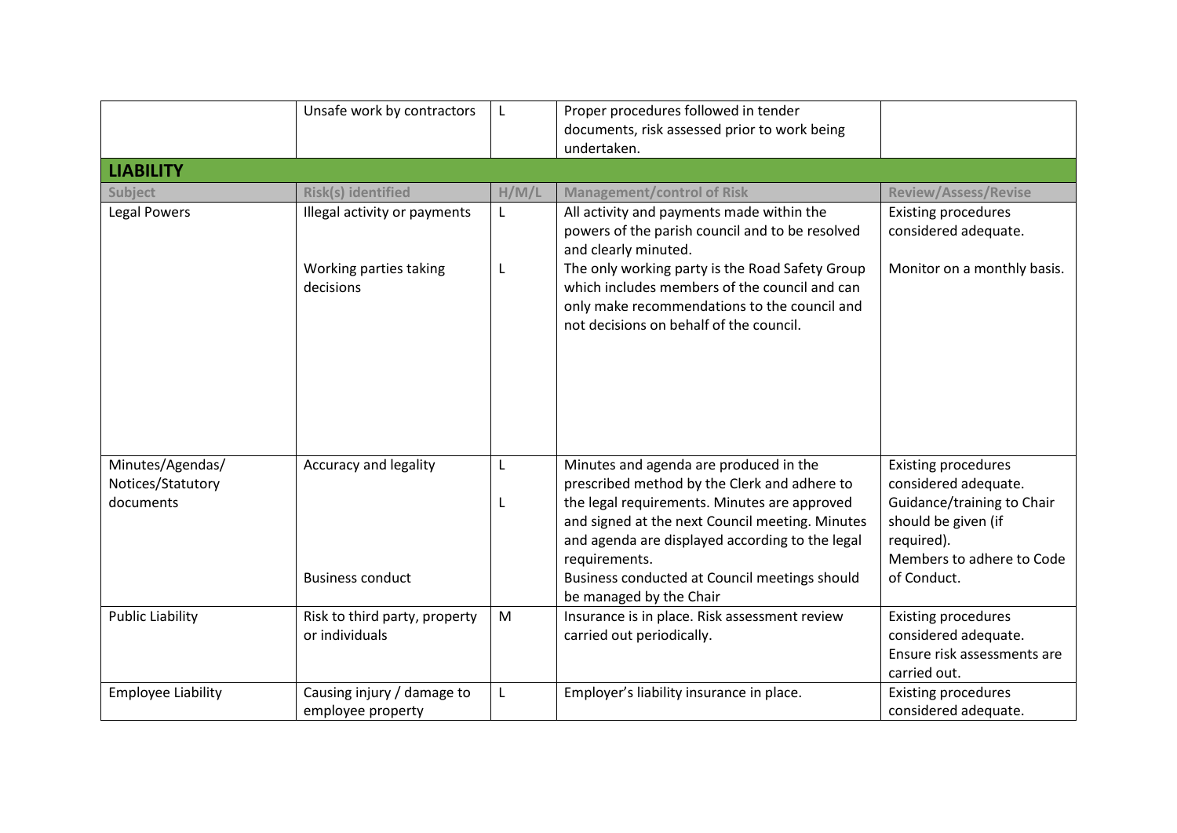| | | | | |
|---|---|---|---|---|
| | Unsafe work by contractors | L | Proper procedures followed in tender documents, risk assessed prior to work being undertaken. | |

**LIABILITY**

| Subject | Risk(s) identified | H/M/L | Management/control of Risk | Review/Assess/Revise |
|---|---|---|---|---|
| Legal Powers | Illegal activity or payments<br><br>Working parties taking decisions | L<br><br>L | All activity and payments made within the powers of the parish council and to be resolved and clearly minuted.<br>The only working party is the Road Safety Group which includes members of the council and can only make recommendations to the council and not decisions on behalf of the council. | Existing procedures considered adequate.<br><br>Monitor on a monthly basis. |
| Minutes/Agendas/ Notices/Statutory documents | Accuracy and legality<br><br>Business conduct | L<br><br>L | Minutes and agenda are produced in the prescribed method by the Clerk and adhere to the legal requirements. Minutes are approved and signed at the next Council meeting. Minutes and agenda are displayed according to the legal requirements.<br>Business conducted at Council meetings should be managed by the Chair | Existing procedures considered adequate.<br>Guidance/training to Chair should be given (if required).<br>Members to adhere to Code of Conduct. |
| Public Liability | Risk to third party, property or individuals | M | Insurance is in place. Risk assessment review carried out periodically. | Existing procedures considered adequate.<br>Ensure risk assessments are carried out. |
| Employee Liability | Causing injury / damage to employee property | L | Employer's liability insurance in place. | Existing procedures considered adequate. |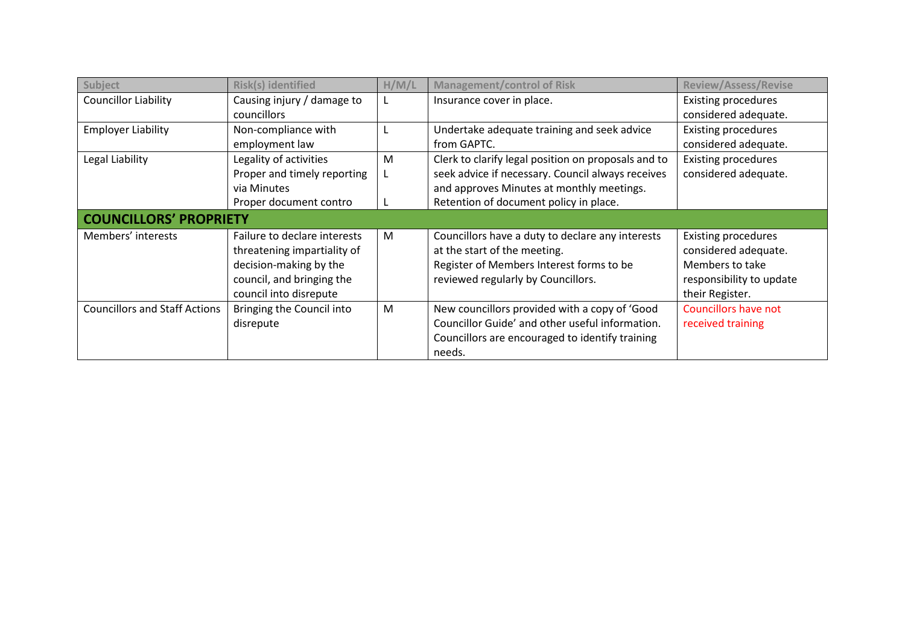| Subject | Risk(s) identified | H/M/L | Management/control of Risk | Review/Assess/Revise |
|---|---|---|---|---|
| Councillor Liability | Causing injury / damage to councillors | L | Insurance cover in place. | Existing procedures considered adequate. |
| Employer Liability | Non-compliance with employment law | L | Undertake adequate training and seek advice from GAPTC. | Existing procedures considered adequate. |
| Legal Liability | Legality of activities<br>Proper and timely reporting via Minutes<br>Proper document contro | M<br>L<br><br>L | Clerk to clarify legal position on proposals and to seek advice if necessary. Council always receives and approves Minutes at monthly meetings.<br>Retention of document policy in place. | Existing procedures considered adequate. |
| **COUNCILLORS' PROPRIETY** | | | | |
| Members' interests | Failure to declare interests threatening impartiality of decision-making by the council, and bringing the council into disrepute | M | Councillors have a duty to declare any interests at the start of the meeting.<br>Register of Members Interest forms to be reviewed regularly by Councillors. | Existing procedures considered adequate. Members to take responsibility to update their Register. |
| Councillors and Staff Actions | Bringing the Council into disrepute | M | New councillors provided with a copy of 'Good Councillor Guide' and other useful information. Councillors are encouraged to identify training needs. | Councillors have not received training |